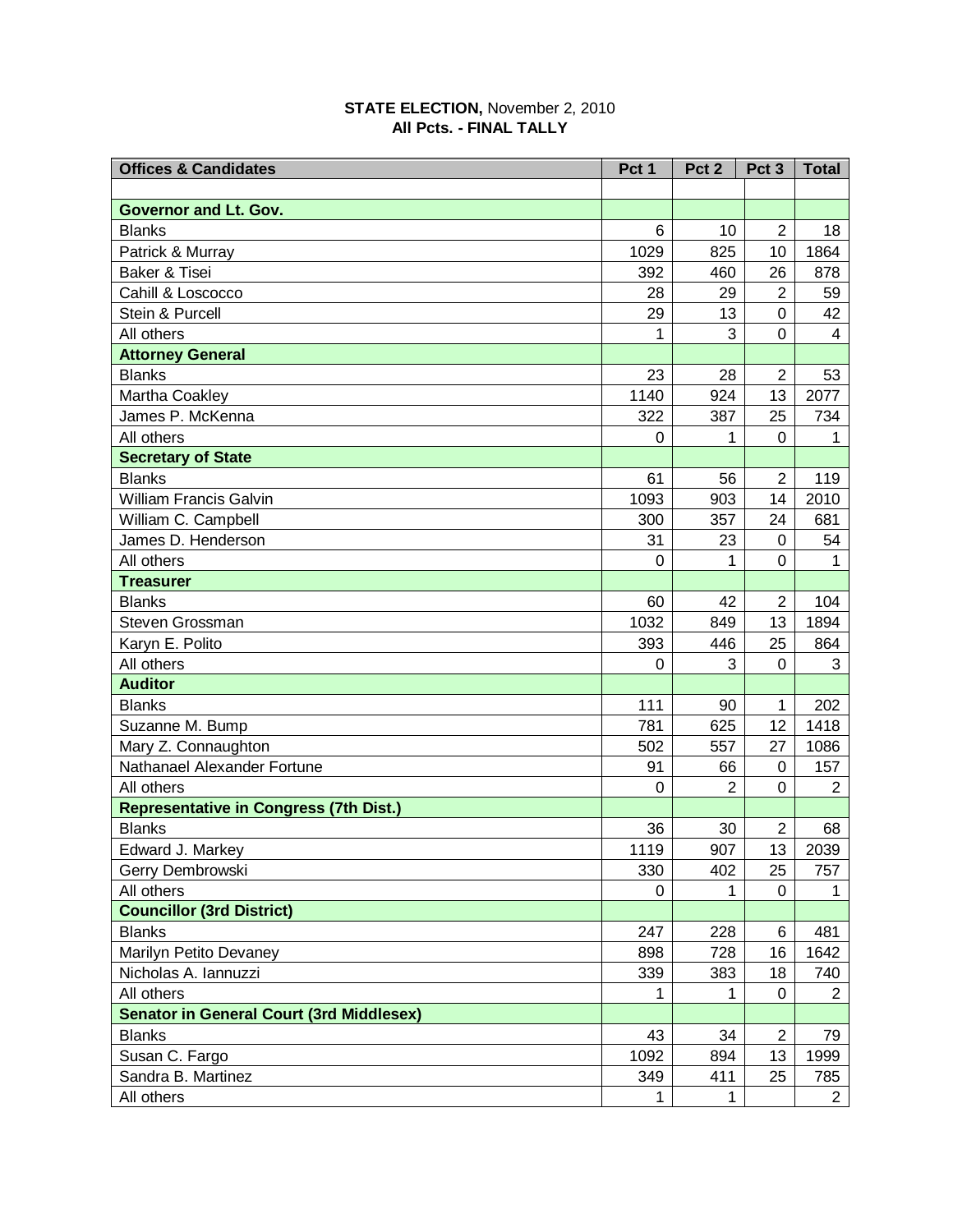**STATE ELECTION,** November 2, 2010
**All Pcts. - FINAL TALLY**

| Offices & Candidates | Pct 1 | Pct 2 | Pct 3 | Total |
|---|---|---|---|---|
| | | | | |
| **Governor and Lt. Gov.** | | | | |
| Blanks | 6 | 10 | 2 | 18 |
| Patrick & Murray | 1029 | 825 | 10 | 1864 |
| Baker & Tisei | 392 | 460 | 26 | 878 |
| Cahill & Loscocco | 28 | 29 | 2 | 59 |
| Stein & Purcell | 29 | 13 | 0 | 42 |
| All others | 1 | 3 | 0 | 4 |
| **Attorney General** | | | | |
| Blanks | 23 | 28 | 2 | 53 |
| Martha Coakley | 1140 | 924 | 13 | 2077 |
| James P. McKenna | 322 | 387 | 25 | 734 |
| All others | 0 | 1 | 0 | 1 |
| **Secretary of State** | | | | |
| Blanks | 61 | 56 | 2 | 119 |
| William Francis Galvin | 1093 | 903 | 14 | 2010 |
| William C. Campbell | 300 | 357 | 24 | 681 |
| James D. Henderson | 31 | 23 | 0 | 54 |
| All others | 0 | 1 | 0 | 1 |
| **Treasurer** | | | | |
| Blanks | 60 | 42 | 2 | 104 |
| Steven Grossman | 1032 | 849 | 13 | 1894 |
| Karyn E. Polito | 393 | 446 | 25 | 864 |
| All others | 0 | 3 | 0 | 3 |
| **Auditor** | | | | |
| Blanks | 111 | 90 | 1 | 202 |
| Suzanne M. Bump | 781 | 625 | 12 | 1418 |
| Mary Z. Connaughton | 502 | 557 | 27 | 1086 |
| Nathanael Alexander Fortune | 91 | 66 | 0 | 157 |
| All others | 0 | 2 | 0 | 2 |
| **Representative in Congress (7th Dist.)** | | | | |
| Blanks | 36 | 30 | 2 | 68 |
| Edward J. Markey | 1119 | 907 | 13 | 2039 |
| Gerry Dembrowski | 330 | 402 | 25 | 757 |
| All others | 0 | 1 | 0 | 1 |
| **Councillor (3rd District)** | | | | |
| Blanks | 247 | 228 | 6 | 481 |
| Marilyn Petito Devaney | 898 | 728 | 16 | 1642 |
| Nicholas A. Iannuzzi | 339 | 383 | 18 | 740 |
| All others | 1 | 1 | 0 | 2 |
| **Senator in General Court (3rd Middlesex)** | | | | |
| Blanks | 43 | 34 | 2 | 79 |
| Susan C. Fargo | 1092 | 894 | 13 | 1999 |
| Sandra B. Martinez | 349 | 411 | 25 | 785 |
| All others | 1 | 1 | | 2 |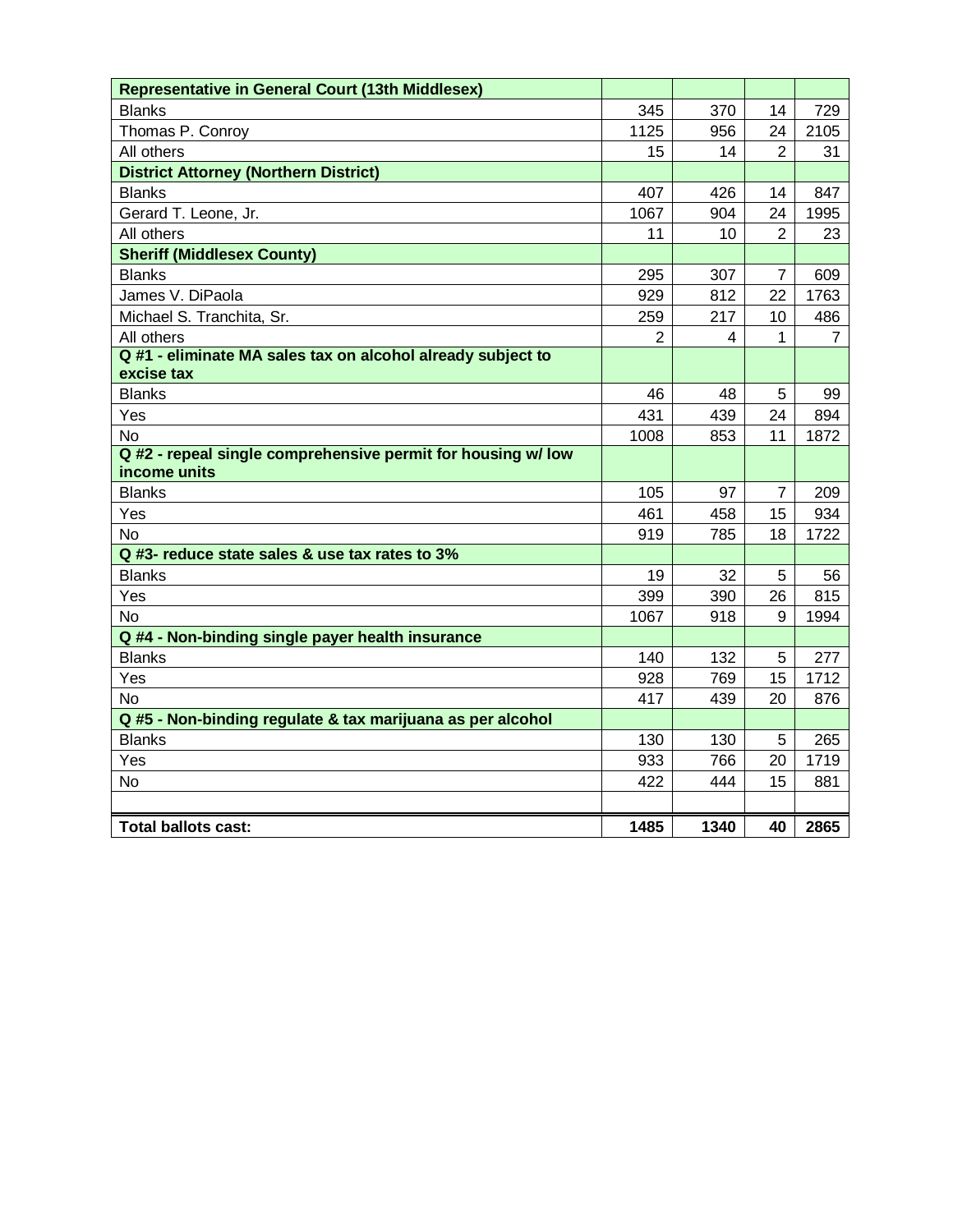| | | | | |
|---|---|---|---|---|
| **Representative in General Court (13th Middlesex)** | | | | |
| Blanks | 345 | 370 | 14 | 729 |
| Thomas P. Conroy | 1125 | 956 | 24 | 2105 |
| All others | 15 | 14 | 2 | 31 |
| **District Attorney (Northern District)** | | | | |
| Blanks | 407 | 426 | 14 | 847 |
| Gerard T. Leone, Jr. | 1067 | 904 | 24 | 1995 |
| All others | 11 | 10 | 2 | 23 |
| **Sheriff (Middlesex County)** | | | | |
| Blanks | 295 | 307 | 7 | 609 |
| James V. DiPaola | 929 | 812 | 22 | 1763 |
| Michael S. Tranchita, Sr. | 259 | 217 | 10 | 486 |
| All others | 2 | 4 | 1 | 7 |
| **Q #1 - eliminate MA sales tax on alcohol already subject to excise tax** | | | | |
| Blanks | 46 | 48 | 5 | 99 |
| Yes | 431 | 439 | 24 | 894 |
| No | 1008 | 853 | 11 | 1872 |
| **Q #2 - repeal single comprehensive permit for housing w/ low income units** | | | | |
| Blanks | 105 | 97 | 7 | 209 |
| Yes | 461 | 458 | 15 | 934 |
| No | 919 | 785 | 18 | 1722 |
| **Q #3- reduce state sales & use tax rates to 3%** | | | | |
| Blanks | 19 | 32 | 5 | 56 |
| Yes | 399 | 390 | 26 | 815 |
| No | 1067 | 918 | 9 | 1994 |
| **Q #4 - Non-binding single payer health insurance** | | | | |
| Blanks | 140 | 132 | 5 | 277 |
| Yes | 928 | 769 | 15 | 1712 |
| No | 417 | 439 | 20 | 876 |
| **Q #5 - Non-binding regulate & tax marijuana as per alcohol** | | | | |
| Blanks | 130 | 130 | 5 | 265 |
| Yes | 933 | 766 | 20 | 1719 |
| No | 422 | 444 | 15 | 881 |
| | | | | |
| **Total ballots cast:** | **1485** | **1340** | **40** | **2865** |